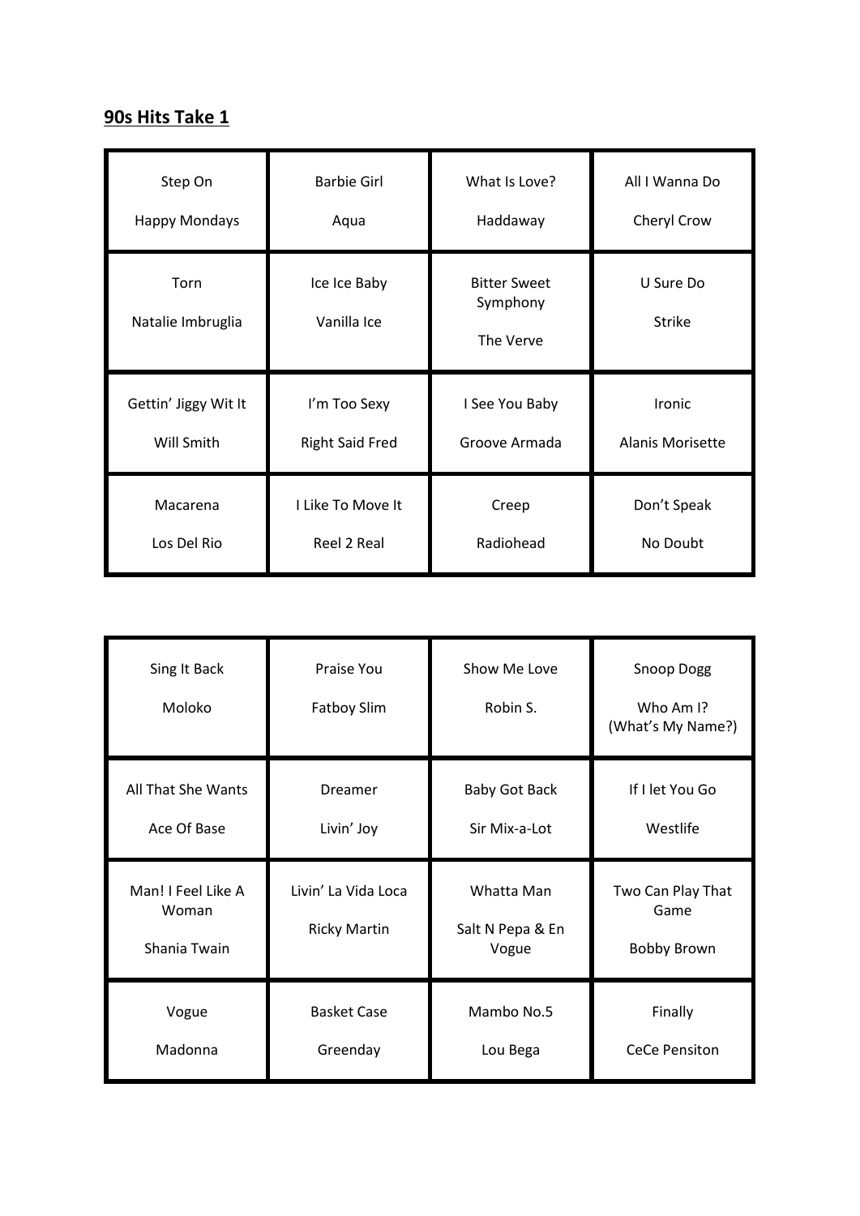# 90s Hits Take 1

| | | | |
|---|---|---|---|
| Step On<br><br>Happy Mondays | Barbie Girl<br><br>Aqua | What Is Love?<br><br>Haddaway | All I Wanna Do<br><br>Cheryl Crow |
| Torn<br><br>Natalie Imbruglia | Ice Ice Baby<br><br>Vanilla Ice | Bitter Sweet Symphony<br><br>The Verve | U Sure Do<br><br>Strike |
| Gettin' Jiggy Wit It<br><br>Will Smith | I'm Too Sexy<br><br>Right Said Fred | I See You Baby<br><br>Groove Armada | Ironic<br><br>Alanis Morisette |
| Macarena<br><br>Los Del Rio | I Like To Move It<br><br>Reel 2 Real | Creep<br><br>Radiohead | Don't Speak<br><br>No Doubt |

| | | | |
|---|---|---|---|
| Sing It Back<br><br>Moloko | Praise You<br><br>Fatboy Slim | Show Me Love<br><br>Robin S. | Snoop Dogg<br><br>Who Am I? (What's My Name?) |
| All That She Wants<br><br>Ace Of Base | Dreamer<br><br>Livin' Joy | Baby Got Back<br><br>Sir Mix-a-Lot | If I let You Go<br><br>Westlife |
| Man! I Feel Like A Woman<br><br>Shania Twain | Livin' La Vida Loca<br><br>Ricky Martin | Whatta Man<br><br>Salt N Pepa & En Vogue | Two Can Play That Game<br><br>Bobby Brown |
| Vogue<br><br>Madonna | Basket Case<br><br>Greenday | Mambo No.5<br><br>Lou Bega | Finally<br><br>CeCe Pensiton |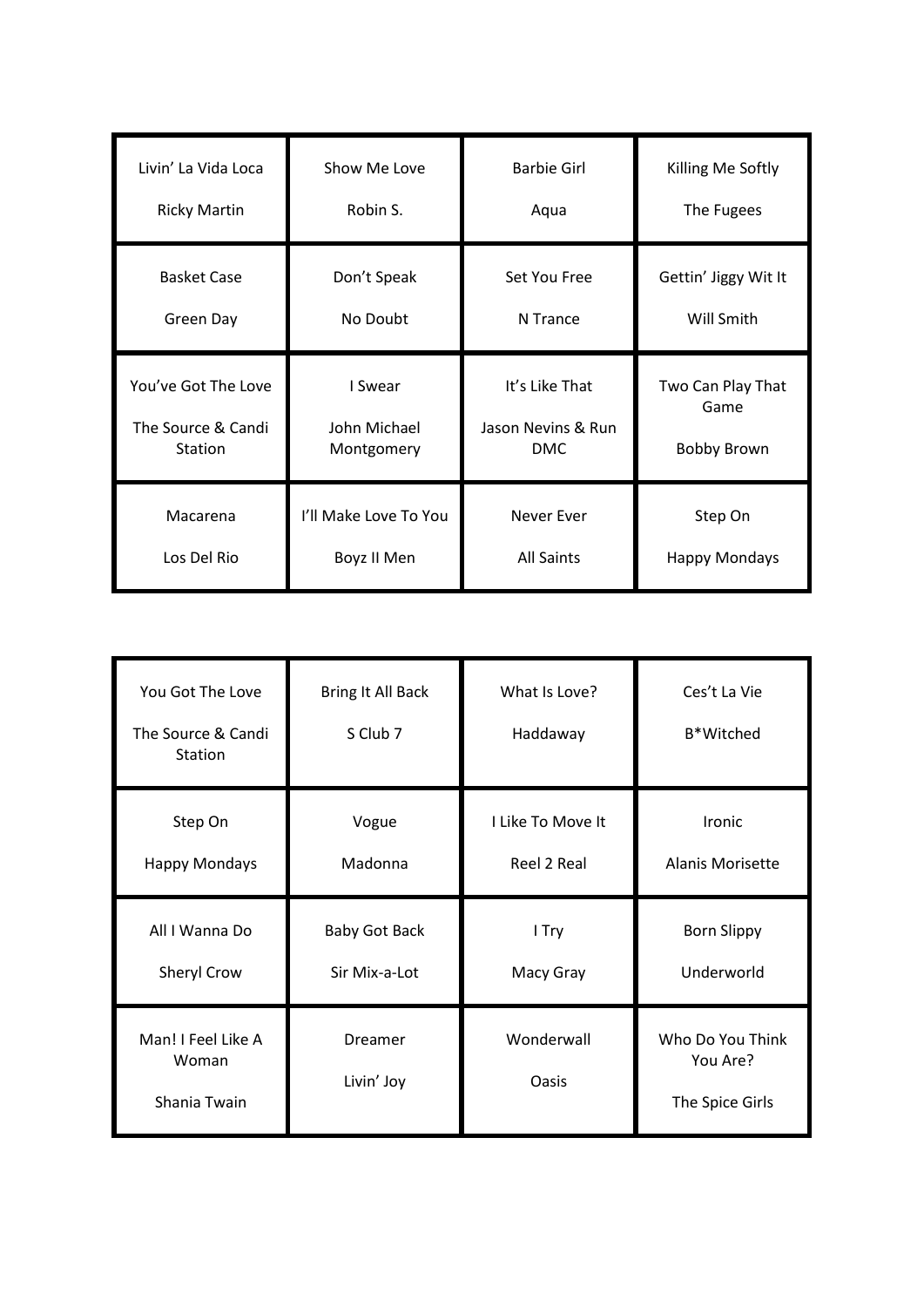| | | | |
|---|---|---|---|
| Livin’ La Vida Loca<br><br>Ricky Martin | Show Me Love<br><br>Robin S. | Barbie Girl<br><br>Aqua | Killing Me Softly<br><br>The Fugees |
| Basket Case<br><br>Green Day | Don’t Speak<br><br>No Doubt | Set You Free<br><br>N Trance | Gettin’ Jiggy Wit It<br><br>Will Smith |
| You’ve Got The Love<br><br>The Source & Candi Station | I Swear<br><br>John Michael Montgomery | It’s Like That<br><br>Jason Nevins & Run DMC | Two Can Play That Game<br><br>Bobby Brown |
| Macarena<br><br>Los Del Rio | I’ll Make Love To You<br><br>Boyz II Men | Never Ever<br><br>All Saints | Step On<br><br>Happy Mondays |

| | | | |
|---|---|---|---|
| You Got The Love<br><br>The Source & Candi Station | Bring It All Back<br><br>S Club 7 | What Is Love?<br><br>Haddaway | Ces’t La Vie<br><br>B*Witched |
| Step On<br><br>Happy Mondays | Vogue<br><br>Madonna | I Like To Move It<br><br>Reel 2 Real | Ironic<br><br>Alanis Morisette |
| All I Wanna Do<br><br>Sheryl Crow | Baby Got Back<br><br>Sir Mix-a-Lot | I Try<br><br>Macy Gray | Born Slippy<br><br>Underworld |
| Man! I Feel Like A Woman<br><br>Shania Twain | Dreamer<br><br>Livin’ Joy | Wonderwall<br><br>Oasis | Who Do You Think You Are?<br><br>The Spice Girls |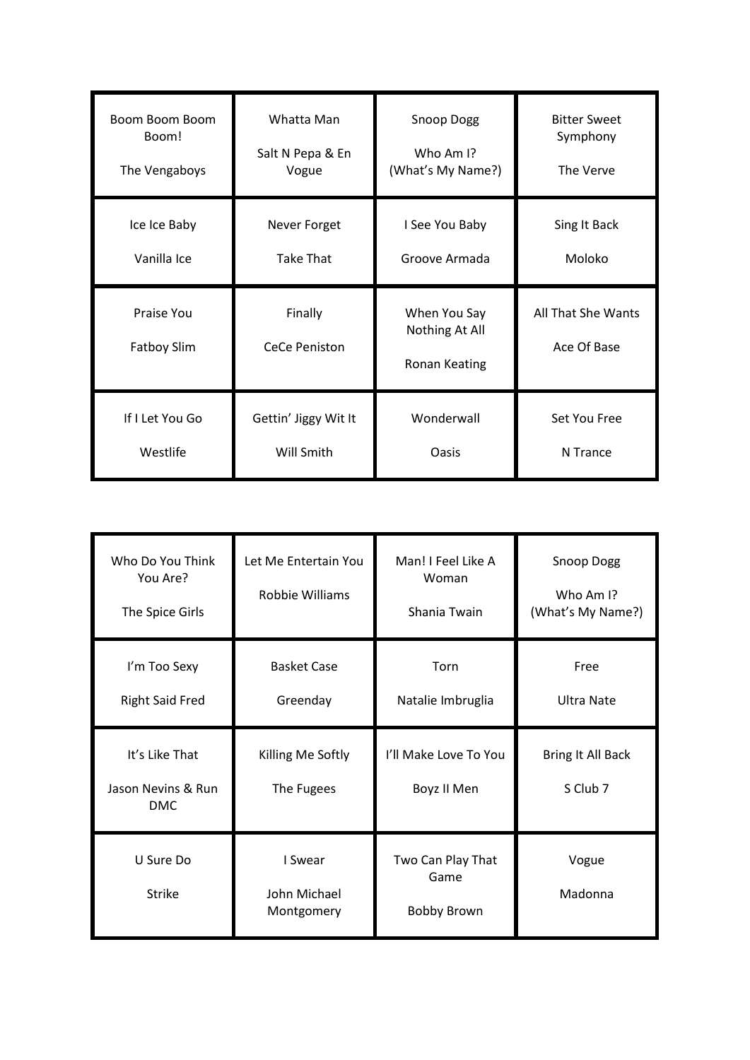| | | | |
|---|---|---|---|
| Boom Boom Boom Boom!<br><br>The Vengaboys | Whatta Man<br><br>Salt N Pepa & En Vogue | Snoop Dogg<br><br>Who Am I? (What's My Name?) | Bitter Sweet Symphony<br><br>The Verve |
| Ice Ice Baby<br><br>Vanilla Ice | Never Forget<br><br>Take That | I See You Baby<br><br>Groove Armada | Sing It Back<br><br>Moloko |
| Praise You<br><br>Fatboy Slim | Finally<br><br>CeCe Peniston | When You Say Nothing At All<br><br>Ronan Keating | All That She Wants<br><br>Ace Of Base |
| If I Let You Go<br><br>Westlife | Gettin' Jiggy Wit It<br><br>Will Smith | Wonderwall<br><br>Oasis | Set You Free<br><br>N Trance |

| | | | |
|---|---|---|---|
| Who Do You Think You Are?<br><br>The Spice Girls | Let Me Entertain You<br><br>Robbie Williams | Man! I Feel Like A Woman<br><br>Shania Twain | Snoop Dogg<br><br>Who Am I? (What's My Name?) |
| I'm Too Sexy<br><br>Right Said Fred | Basket Case<br><br>Greenday | Torn<br><br>Natalie Imbruglia | Free<br><br>Ultra Nate |
| It's Like That<br><br>Jason Nevins & Run DMC | Killing Me Softly<br><br>The Fugees | I'll Make Love To You<br><br>Boyz II Men | Bring It All Back<br><br>S Club 7 |
| U Sure Do<br><br>Strike | I Swear<br><br>John Michael Montgomery | Two Can Play That Game<br><br>Bobby Brown | Vogue<br><br>Madonna |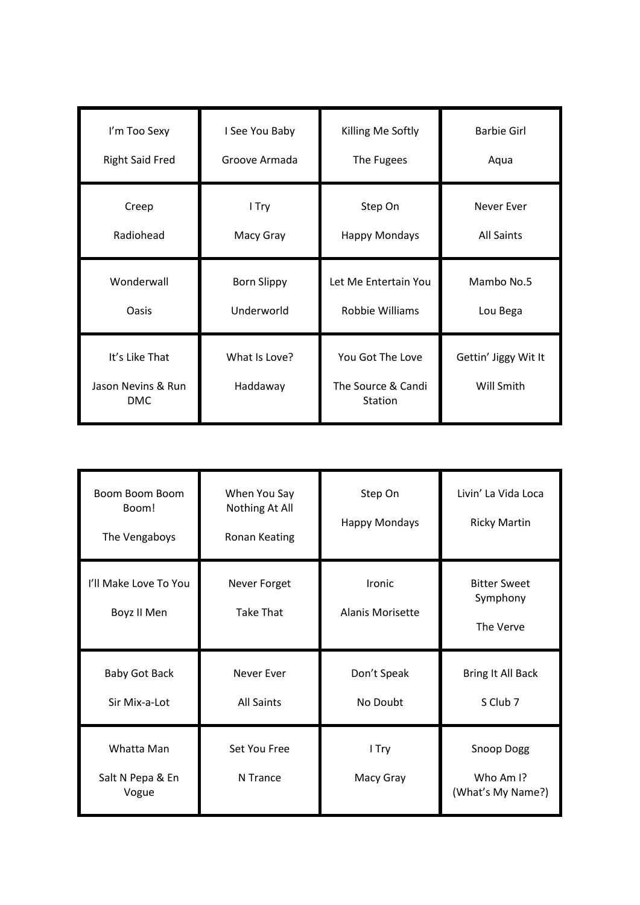| | | | |
|---|---|---|---|
| I’m Too Sexy<br><br>Right Said Fred | I See You Baby<br><br>Groove Armada | Killing Me Softly<br><br>The Fugees | Barbie Girl<br><br>Aqua |
| Creep<br><br>Radiohead | I Try<br><br>Macy Gray | Step On<br><br>Happy Mondays | Never Ever<br><br>All Saints |
| Wonderwall<br><br>Oasis | Born Slippy<br><br>Underworld | Let Me Entertain You<br><br>Robbie Williams | Mambo No.5<br><br>Lou Bega |
| It’s Like That<br><br>Jason Nevins & Run DMC | What Is Love?<br><br>Haddaway | You Got The Love<br><br>The Source & Candi Station | Gettin’ Jiggy Wit It<br><br>Will Smith |

| | | | |
|---|---|---|---|
| Boom Boom Boom Boom!<br><br>The Vengaboys | When You Say Nothing At All<br><br>Ronan Keating | Step On<br><br>Happy Mondays | Livin’ La Vida Loca<br><br>Ricky Martin |
| I’ll Make Love To You<br><br>Boyz II Men | Never Forget<br><br>Take That | Ironic<br><br>Alanis Morisette | Bitter Sweet Symphony<br><br>The Verve |
| Baby Got Back<br><br>Sir Mix-a-Lot | Never Ever<br><br>All Saints | Don’t Speak<br><br>No Doubt | Bring It All Back<br><br>S Club 7 |
| Whatta Man<br><br>Salt N Pepa & En Vogue | Set You Free<br><br>N Trance | I Try<br><br>Macy Gray | Snoop Dogg<br><br>Who Am I? (What’s My Name?) |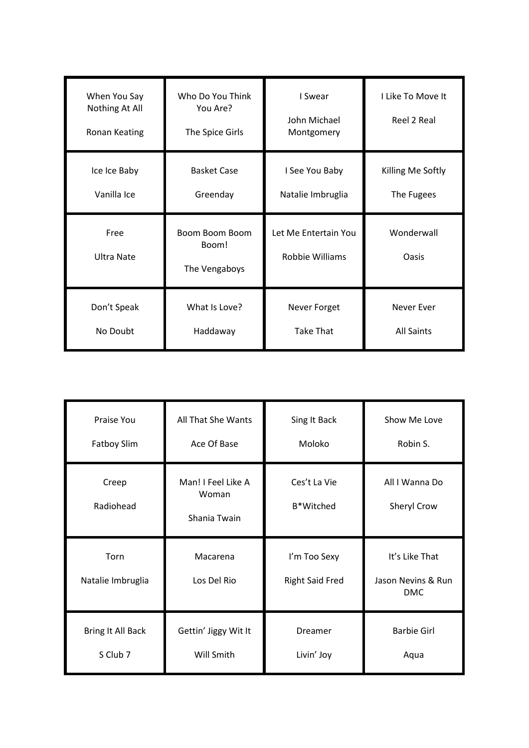| | | | |
|---|---|---|---|
| When You Say Nothing At All<br><br>Ronan Keating | Who Do You Think You Are?<br><br>The Spice Girls | I Swear<br><br>John Michael Montgomery | I Like To Move It<br><br>Reel 2 Real |
| Ice Ice Baby<br><br>Vanilla Ice | Basket Case<br><br>Greenday | I See You Baby<br><br>Natalie Imbruglia | Killing Me Softly<br><br>The Fugees |
| Free<br><br>Ultra Nate | Boom Boom Boom Boom!<br><br>The Vengaboys | Let Me Entertain You<br><br>Robbie Williams | Wonderwall<br><br>Oasis |
| Don't Speak<br><br>No Doubt | What Is Love?<br><br>Haddaway | Never Forget<br><br>Take That | Never Ever<br><br>All Saints |

| | | | |
|---|---|---|---|
| Praise You<br><br>Fatboy Slim | All That She Wants<br><br>Ace Of Base | Sing It Back<br><br>Moloko | Show Me Love<br><br>Robin S. |
| Creep<br><br>Radiohead | Man! I Feel Like A Woman<br><br>Shania Twain | Ces't La Vie<br><br>B*Witched | All I Wanna Do<br><br>Sheryl Crow |
| Torn<br><br>Natalie Imbruglia | Macarena<br><br>Los Del Rio | I'm Too Sexy<br><br>Right Said Fred | It's Like That<br><br>Jason Nevins & Run DMC |
| Bring It All Back<br><br>S Club 7 | Gettin' Jiggy Wit It<br><br>Will Smith | Dreamer<br><br>Livin' Joy | Barbie Girl<br><br>Aqua |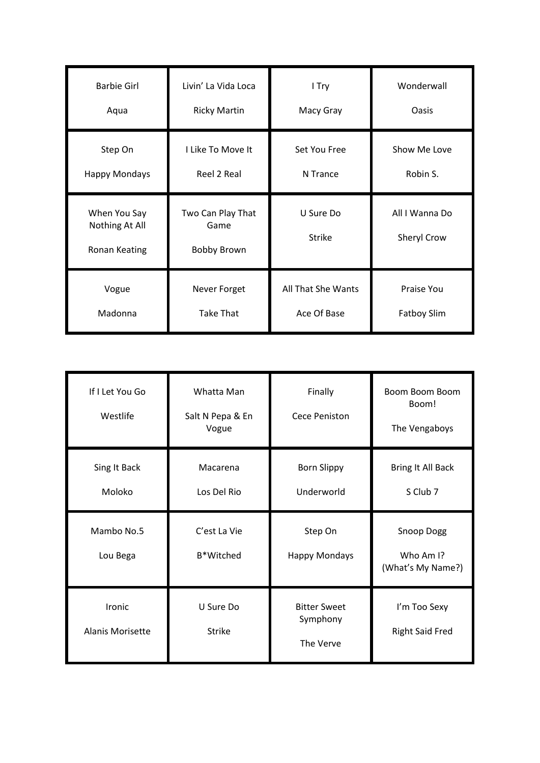| Barbie Girl<br><br>Aqua | Livin’ La Vida Loca<br><br>Ricky Martin | I Try<br><br>Macy Gray | Wonderwall<br><br>Oasis |
|---|---|---|---|
| Step On<br><br>Happy Mondays | I Like To Move It<br><br>Reel 2 Real | Set You Free<br><br>N Trance | Show Me Love<br><br>Robin S. |
| When You Say Nothing At All<br><br>Ronan Keating | Two Can Play That Game<br><br>Bobby Brown | U Sure Do<br><br>Strike | All I Wanna Do<br><br>Sheryl Crow |
| Vogue<br><br>Madonna | Never Forget<br><br>Take That | All That She Wants<br><br>Ace Of Base | Praise You<br><br>Fatboy Slim |

| If I Let You Go<br><br>Westlife | Whatta Man<br><br>Salt N Pepa & En Vogue | Finally<br><br>Cece Peniston | Boom Boom Boom Boom!<br><br>The Vengaboys |
|---|---|---|---|
| Sing It Back<br><br>Moloko | Macarena<br><br>Los Del Rio | Born Slippy<br><br>Underworld | Bring It All Back<br><br>S Club 7 |
| Mambo No.5<br><br>Lou Bega | C’est La Vie<br><br>B*Witched | Step On<br><br>Happy Mondays | Snoop Dogg<br><br>Who Am I? (What’s My Name?) |
| Ironic<br><br>Alanis Morisette | U Sure Do<br><br>Strike | Bitter Sweet Symphony<br><br>The Verve | I’m Too Sexy<br><br>Right Said Fred |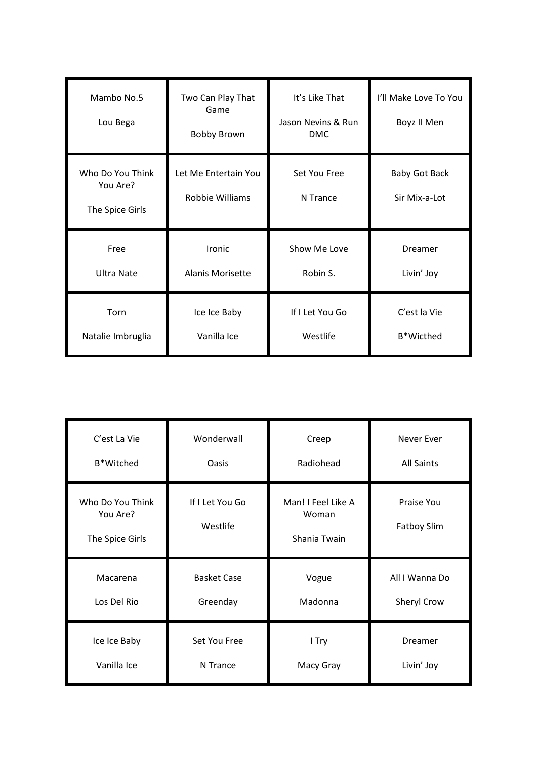| | | | |
|---|---|---|---|
| Mambo No.5<br><br>Lou Bega | Two Can Play That Game<br><br>Bobby Brown | It's Like That<br><br>Jason Nevins & Run DMC | I'll Make Love To You<br><br>Boyz II Men |
| Who Do You Think You Are?<br><br>The Spice Girls | Let Me Entertain You<br><br>Robbie Williams | Set You Free<br><br>N Trance | Baby Got Back<br><br>Sir Mix-a-Lot |
| Free<br><br>Ultra Nate | Ironic<br><br>Alanis Morisette | Show Me Love<br><br>Robin S. | Dreamer<br><br>Livin' Joy |
| Torn<br><br>Natalie Imbruglia | Ice Ice Baby<br><br>Vanilla Ice | If I Let You Go<br><br>Westlife | C'est la Vie<br><br>B*Wicthed |

| | | | |
|---|---|---|---|
| C'est La Vie<br><br>B*Witched | Wonderwall<br><br>Oasis | Creep<br><br>Radiohead | Never Ever<br><br>All Saints |
| Who Do You Think You Are?<br><br>The Spice Girls | If I Let You Go<br><br>Westlife | Man! I Feel Like A Woman<br><br>Shania Twain | Praise You<br><br>Fatboy Slim |
| Macarena<br><br>Los Del Rio | Basket Case<br><br>Greenday | Vogue<br><br>Madonna | All I Wanna Do<br><br>Sheryl Crow |
| Ice Ice Baby<br><br>Vanilla Ice | Set You Free<br><br>N Trance | I Try<br><br>Macy Gray | Dreamer<br><br>Livin' Joy |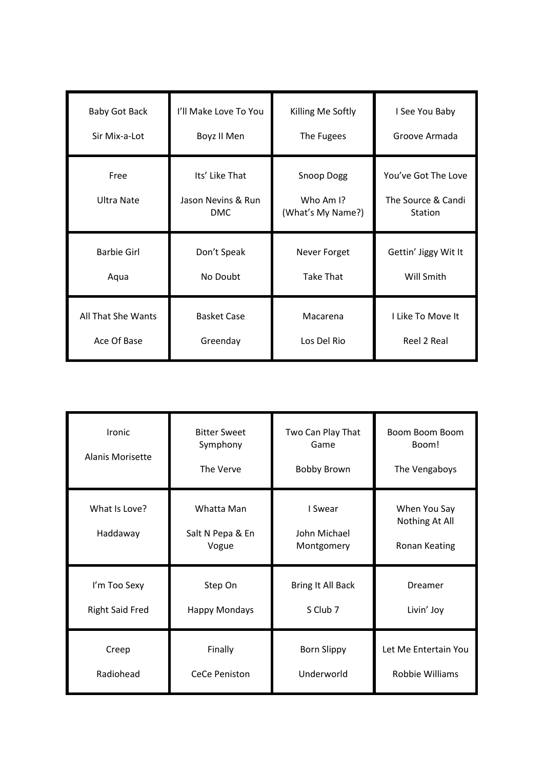| Baby Got Back<br><br>Sir Mix-a-Lot | I'll Make Love To You<br><br>Boyz II Men | Killing Me Softly<br><br>The Fugees | I See You Baby<br><br>Groove Armada |
|---|---|---|---|
| Free<br><br>Ultra Nate | Its' Like That<br><br>Jason Nevins & Run DMC | Snoop Dogg<br><br>Who Am I? (What's My Name?) | You've Got The Love<br><br>The Source & Candi Station |
| Barbie Girl<br><br>Aqua | Don't Speak<br><br>No Doubt | Never Forget<br><br>Take That | Gettin' Jiggy Wit It<br><br>Will Smith |
| All That She Wants<br><br>Ace Of Base | Basket Case<br><br>Greenday | Macarena<br><br>Los Del Rio | I Like To Move It<br><br>Reel 2 Real |

| Ironic<br><br>Alanis Morisette | Bitter Sweet Symphony<br><br>The Verve | Two Can Play That Game<br><br>Bobby Brown | Boom Boom Boom Boom!<br><br>The Vengaboys |
|---|---|---|---|
| What Is Love?<br><br>Haddaway | Whatta Man<br><br>Salt N Pepa & En Vogue | I Swear<br><br>John Michael Montgomery | When You Say Nothing At All<br><br>Ronan Keating |
| I'm Too Sexy<br><br>Right Said Fred | Step On<br><br>Happy Mondays | Bring It All Back<br><br>S Club 7 | Dreamer<br><br>Livin' Joy |
| Creep<br><br>Radiohead | Finally<br><br>CeCe Peniston | Born Slippy<br><br>Underworld | Let Me Entertain You<br><br>Robbie Williams |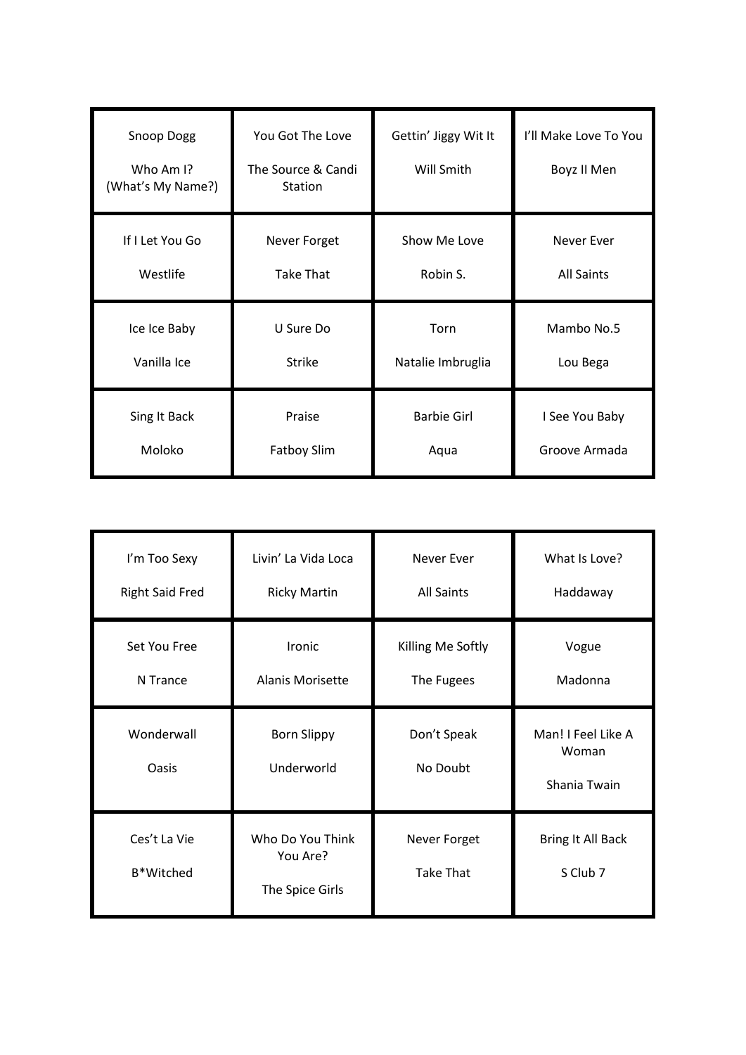| | | | |
|---|---|---|---|
| Snoop Dogg<br><br>Who Am I? (What's My Name?) | You Got The Love<br><br>The Source & Candi Station | Gettin' Jiggy Wit It<br><br>Will Smith | I'll Make Love To You<br><br>Boyz II Men |
| If I Let You Go<br><br>Westlife | Never Forget<br><br>Take That | Show Me Love<br><br>Robin S. | Never Ever<br><br>All Saints |
| Ice Ice Baby<br><br>Vanilla Ice | U Sure Do<br><br>Strike | Torn<br><br>Natalie Imbruglia | Mambo No.5<br><br>Lou Bega |
| Sing It Back<br><br>Moloko | Praise<br><br>Fatboy Slim | Barbie Girl<br><br>Aqua | I See You Baby<br><br>Groove Armada |

| | | | |
|---|---|---|---|
| I'm Too Sexy<br><br>Right Said Fred | Livin' La Vida Loca<br><br>Ricky Martin | Never Ever<br><br>All Saints | What Is Love?<br><br>Haddaway |
| Set You Free<br><br>N Trance | Ironic<br><br>Alanis Morisette | Killing Me Softly<br><br>The Fugees | Vogue<br><br>Madonna |
| Wonderwall<br><br>Oasis | Born Slippy<br><br>Underworld | Don't Speak<br><br>No Doubt | Man! I Feel Like A Woman<br><br>Shania Twain |
| Ces't La Vie<br><br>B*Witched | Who Do You Think You Are?<br><br>The Spice Girls | Never Forget<br><br>Take That | Bring It All Back<br><br>S Club 7 |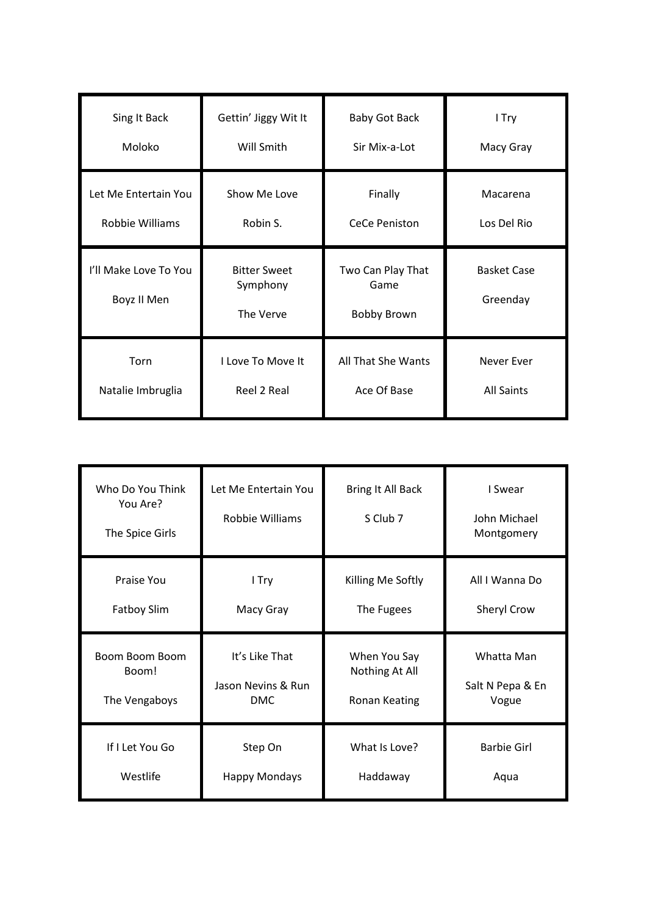| | | | |
|---|---|---|---|
| Sing It Back<br><br>Moloko | Gettin' Jiggy Wit It<br><br>Will Smith | Baby Got Back<br><br>Sir Mix-a-Lot | I Try<br><br>Macy Gray |
| Let Me Entertain You<br><br>Robbie Williams | Show Me Love<br><br>Robin S. | Finally<br><br>CeCe Peniston | Macarena<br><br>Los Del Rio |
| I'll Make Love To You<br><br>Boyz II Men | Bitter Sweet Symphony<br><br>The Verve | Two Can Play That Game<br><br>Bobby Brown | Basket Case<br><br>Greenday |
| Torn<br><br>Natalie Imbruglia | I Love To Move It<br><br>Reel 2 Real | All That She Wants<br><br>Ace Of Base | Never Ever<br><br>All Saints |

| | | | |
|---|---|---|---|
| Who Do You Think You Are?<br><br>The Spice Girls | Let Me Entertain You<br><br>Robbie Williams | Bring It All Back<br><br>S Club 7 | I Swear<br><br>John Michael Montgomery |
| Praise You<br><br>Fatboy Slim | I Try<br><br>Macy Gray | Killing Me Softly<br><br>The Fugees | All I Wanna Do<br><br>Sheryl Crow |
| Boom Boom Boom Boom!<br><br>The Vengaboys | It's Like That<br><br>Jason Nevins & Run DMC | When You Say Nothing At All<br><br>Ronan Keating | Whatta Man<br><br>Salt N Pepa & En Vogue |
| If I Let You Go<br><br>Westlife | Step On<br><br>Happy Mondays | What Is Love?<br><br>Haddaway | Barbie Girl<br><br>Aqua |